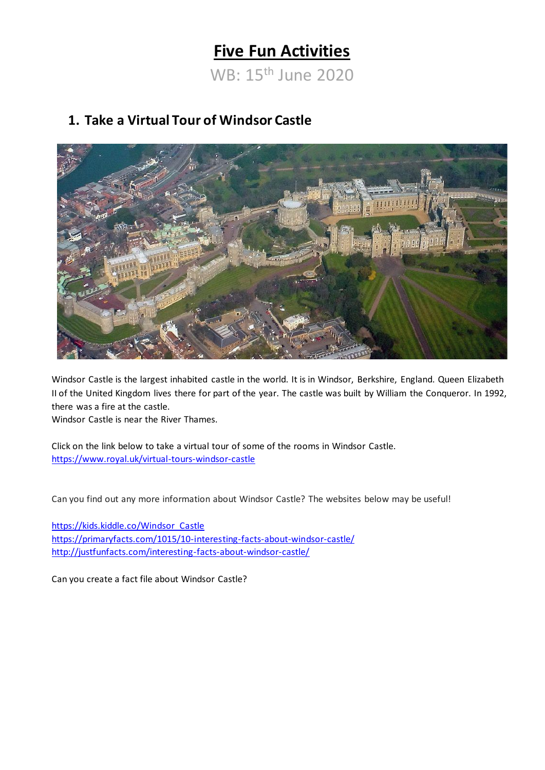# Five Fun Activities

WB: 15th June 2020

## 1. Take a Virtual Tour of Windsor Castle

Windsor Castle is the largest inhabited castle in the world. It is in Windsor, Berkshire, England. Queen Elizabeth II of the United Kingdom lives there for part of the year. The castle was built by William the Conqueror. In 1992, there was a fire at the castle.
Windsor Castle is near the River Thames.

Click on the link below to take a virtual tour of some of the rooms in Windsor Castle.
https://www.royal.uk/virtual-tours-windsor-castle

Can you find out any more information about Windsor Castle? The websites below may be useful!

https://kids.kiddle.co/Windsor_Castle
https://primaryfacts.com/1015/10-interesting-facts-about-windsor-castle/
http://justfunfacts.com/interesting-facts-about-windsor-castle/

Can you create a fact file about Windsor Castle?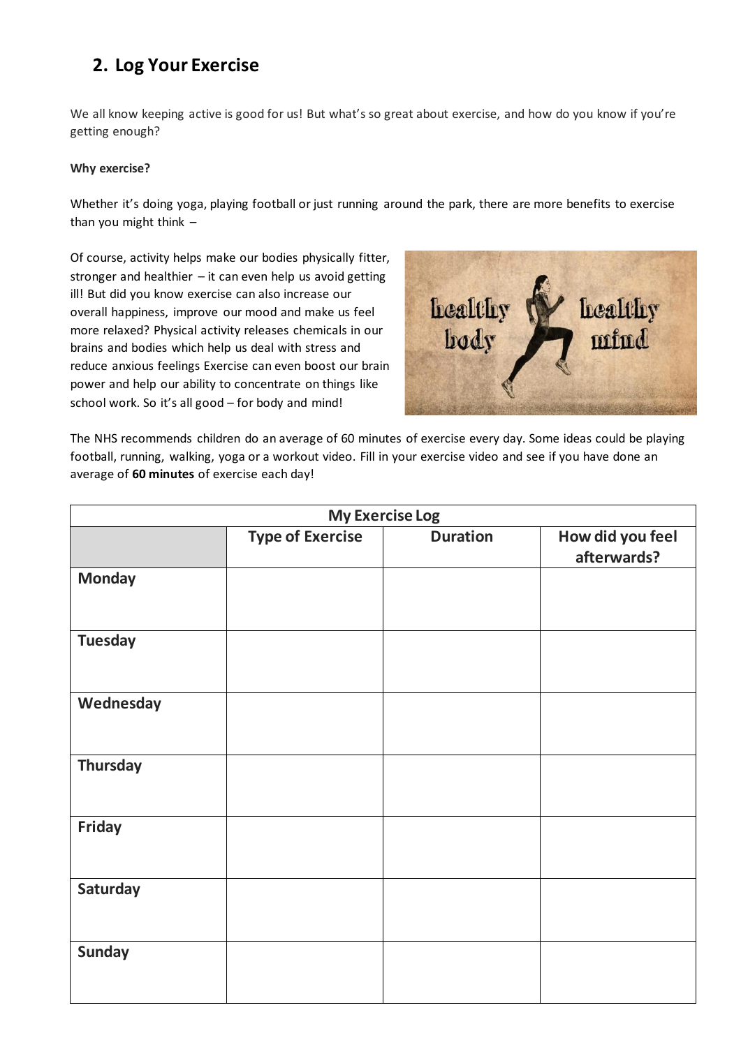## 2. Log Your Exercise

We all know keeping active is good for us! But what's so great about exercise, and how do you know if you're getting enough?

**Why exercise?**

Whether it's doing yoga, playing football or just running around the park, there are more benefits to exercise than you might think –

Of course, activity helps make our bodies physically fitter, stronger and healthier – it can even help us avoid getting ill! But did you know exercise can also increase our overall happiness, improve our mood and make us feel more relaxed? Physical activity releases chemicals in our brains and bodies which help us deal with stress and reduce anxious feelings Exercise can even boost our brain power and help our ability to concentrate on things like school work. So it's all good – for body and mind!

The NHS recommends children do an average of 60 minutes of exercise every day. Some ideas could be playing football, running, walking, yoga or a workout video. Fill in your exercise video and see if you have done an average of **60 minutes** of exercise each day!

| My Exercise Log | | | |
|---|---|---|---|
| | **Type of Exercise** | **Duration** | **How did you feel afterwards?** |
| **Monday** | | | |
| **Tuesday** | | | |
| **Wednesday** | | | |
| **Thursday** | | | |
| **Friday** | | | |
| **Saturday** | | | |
| **Sunday** | | | |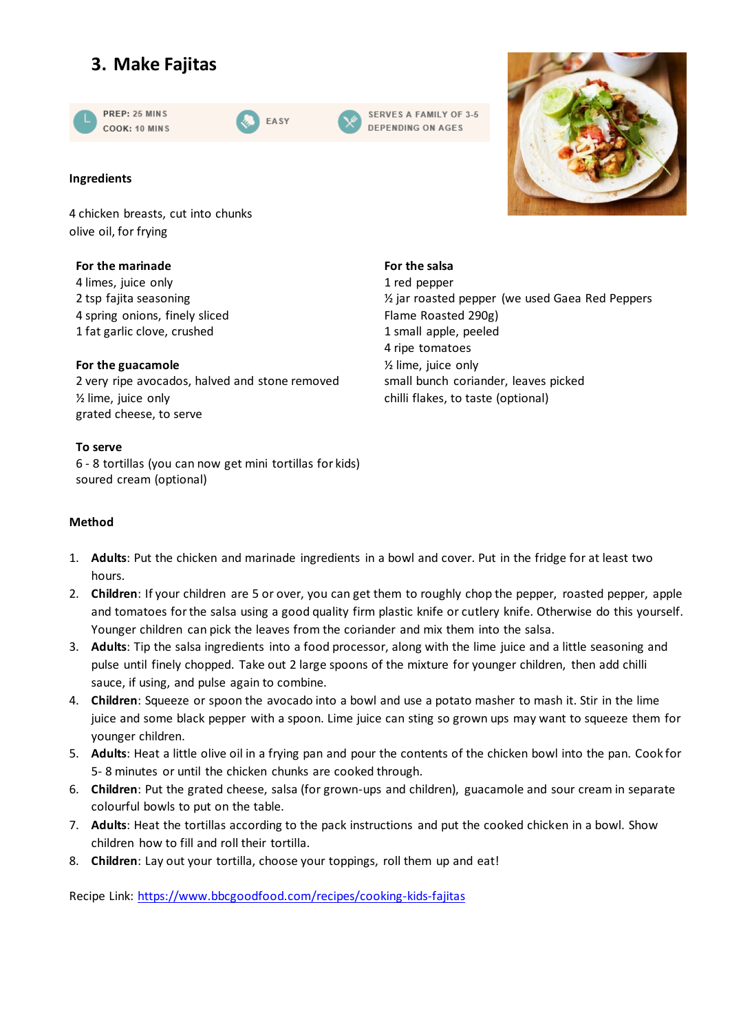## 3. Make Fajitas

PREP: 25 MINS
COOK: 10 MINS

EASY

SERVES A FAMILY OF 3-5 DEPENDING ON AGES

### Ingredients

4 chicken breasts, cut into chunks
olive oil, for frying

**For the marinade**
4 limes, juice only
2 tsp fajita seasoning
4 spring onions, finely sliced
1 fat garlic clove, crushed

**For the guacamole**
2 very ripe avocados, halved and stone removed
½ lime, juice only
grated cheese, to serve

**To serve**
6 - 8 tortillas (you can now get mini tortillas for kids)
soured cream (optional)

**For the salsa**
1 red pepper
½ jar roasted pepper (we used Gaea Red Peppers Flame Roasted 290g)
1 small apple, peeled
4 ripe tomatoes
½ lime, juice only
small bunch coriander, leaves picked
chilli flakes, to taste (optional)

### Method

1. **Adults**: Put the chicken and marinade ingredients in a bowl and cover. Put in the fridge for at least two hours.
2. **Children**: If your children are 5 or over, you can get them to roughly chop the pepper, roasted pepper, apple and tomatoes for the salsa using a good quality firm plastic knife or cutlery knife. Otherwise do this yourself. Younger children can pick the leaves from the coriander and mix them into the salsa.
3. **Adults**: Tip the salsa ingredients into a food processor, along with the lime juice and a little seasoning and pulse until finely chopped. Take out 2 large spoons of the mixture for younger children, then add chilli sauce, if using, and pulse again to combine.
4. **Children**: Squeeze or spoon the avocado into a bowl and use a potato masher to mash it. Stir in the lime juice and some black pepper with a spoon. Lime juice can sting so grown ups may want to squeeze them for younger children.
5. **Adults**: Heat a little olive oil in a frying pan and pour the contents of the chicken bowl into the pan. Cook for 5- 8 minutes or until the chicken chunks are cooked through.
6. **Children**: Put the grated cheese, salsa (for grown-ups and children), guacamole and sour cream in separate colourful bowls to put on the table.
7. **Adults**: Heat the tortillas according to the pack instructions and put the cooked chicken in a bowl. Show children how to fill and roll their tortilla.
8. **Children**: Lay out your tortilla, choose your toppings, roll them up and eat!

Recipe Link: [https://www.bbcgoodfood.com/recipes/cooking-kids-fajitas](https://www.bbcgoodfood.com/recipes/cooking-kids-fajitas)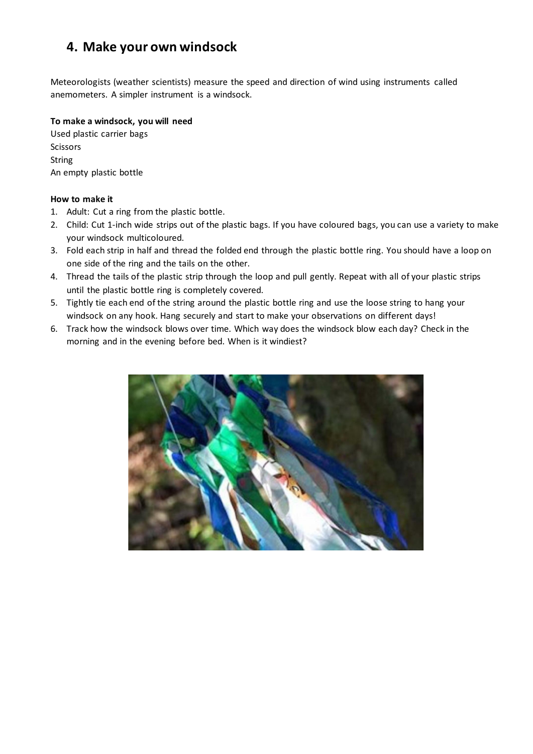## 4. Make your own windsock

Meteorologists (weather scientists) measure the speed and direction of wind using instruments called anemometers. A simpler instrument is a windsock.

**To make a windsock, you will need**

Used plastic carrier bags
Scissors
String
An empty plastic bottle

**How to make it**

1. Adult: Cut a ring from the plastic bottle.
2. Child: Cut 1-inch wide strips out of the plastic bags. If you have coloured bags, you can use a variety to make your windsock multicoloured.
3. Fold each strip in half and thread the folded end through the plastic bottle ring. You should have a loop on one side of the ring and the tails on the other.
4. Thread the tails of the plastic strip through the loop and pull gently. Repeat with all of your plastic strips until the plastic bottle ring is completely covered.
5. Tightly tie each end of the string around the plastic bottle ring and use the loose string to hang your windsock on any hook. Hang securely and start to make your observations on different days!
6. Track how the windsock blows over time. Which way does the windsock blow each day? Check in the morning and in the evening before bed. When is it windiest?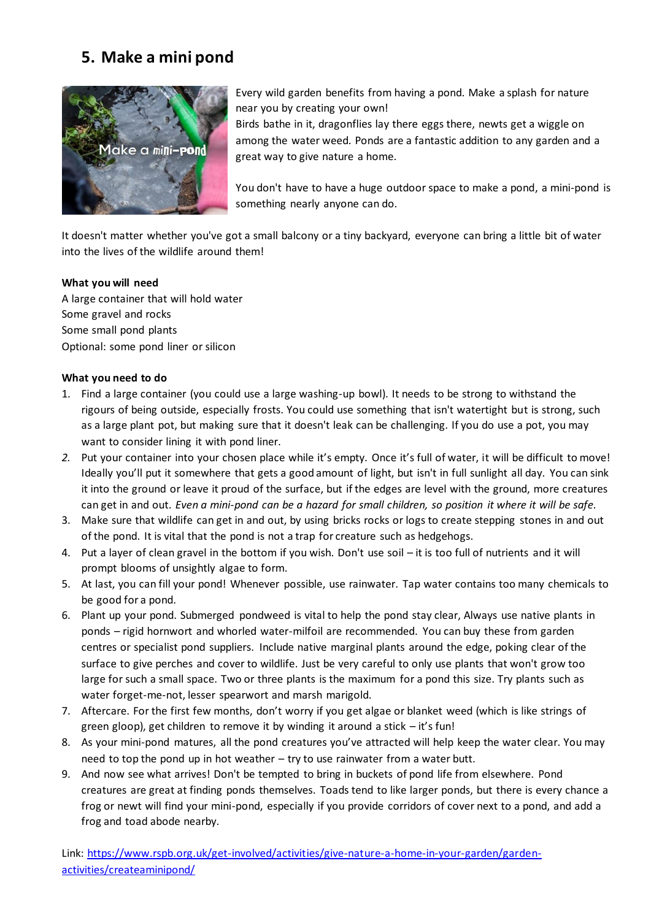## 5. Make a mini pond

Every wild garden benefits from having a pond. Make a splash for nature near you by creating your own!
Birds bathe in it, dragonflies lay there eggs there, newts get a wiggle on among the water weed. Ponds are a fantastic addition to any garden and a great way to give nature a home.

You don't have to have a huge outdoor space to make a pond, a mini-pond is something nearly anyone can do.

It doesn't matter whether you've got a small balcony or a tiny backyard, everyone can bring a little bit of water into the lives of the wildlife around them!

**What you will need**
A large container that will hold water
Some gravel and rocks
Some small pond plants
Optional: some pond liner or silicon

**What you need to do**

1. Find a large container (you could use a large washing-up bowl). It needs to be strong to withstand the rigours of being outside, especially frosts. You could use something that isn't watertight but is strong, such as a large plant pot, but making sure that it doesn't leak can be challenging. If you do use a pot, you may want to consider lining it with pond liner.
2. Put your container into your chosen place while it's empty. Once it's full of water, it will be difficult to move! Ideally you'll put it somewhere that gets a good amount of light, but isn't in full sunlight all day. You can sink it into the ground or leave it proud of the surface, but if the edges are level with the ground, more creatures can get in and out. *Even a mini-pond can be a hazard for small children, so position it where it will be safe.*
3. Make sure that wildlife can get in and out, by using bricks rocks or logs to create stepping stones in and out of the pond. It is vital that the pond is not a trap for creature such as hedgehogs.
4. Put a layer of clean gravel in the bottom if you wish. Don't use soil – it is too full of nutrients and it will prompt blooms of unsightly algae to form.
5. At last, you can fill your pond! Whenever possible, use rainwater. Tap water contains too many chemicals to be good for a pond.
6. Plant up your pond. Submerged pondweed is vital to help the pond stay clear, Always use native plants in ponds – rigid hornwort and whorled water-milfoil are recommended. You can buy these from garden centres or specialist pond suppliers. Include native marginal plants around the edge, poking clear of the surface to give perches and cover to wildlife. Just be very careful to only use plants that won't grow too large for such a small space. Two or three plants is the maximum for a pond this size. Try plants such as water forget-me-not, lesser spearwort and marsh marigold.
7. Aftercare. For the first few months, don't worry if you get algae or blanket weed (which is like strings of green gloop), get children to remove it by winding it around a stick – it's fun!
8. As your mini-pond matures, all the pond creatures you've attracted will help keep the water clear. You may need to top the pond up in hot weather – try to use rainwater from a water butt.
9. And now see what arrives! Don't be tempted to bring in buckets of pond life from elsewhere. Pond creatures are great at finding ponds themselves. Toads tend to like larger ponds, but there is every chance a frog or newt will find your mini-pond, especially if you provide corridors of cover next to a pond, and add a frog and toad abode nearby.

Link: [https://www.rspb.org.uk/get-involved/activities/give-nature-a-home-in-your-garden/garden-activities/createaminipond/](https://www.rspb.org.uk/get-involved/activities/give-nature-a-home-in-your-garden/garden-activities/createaminipond/)